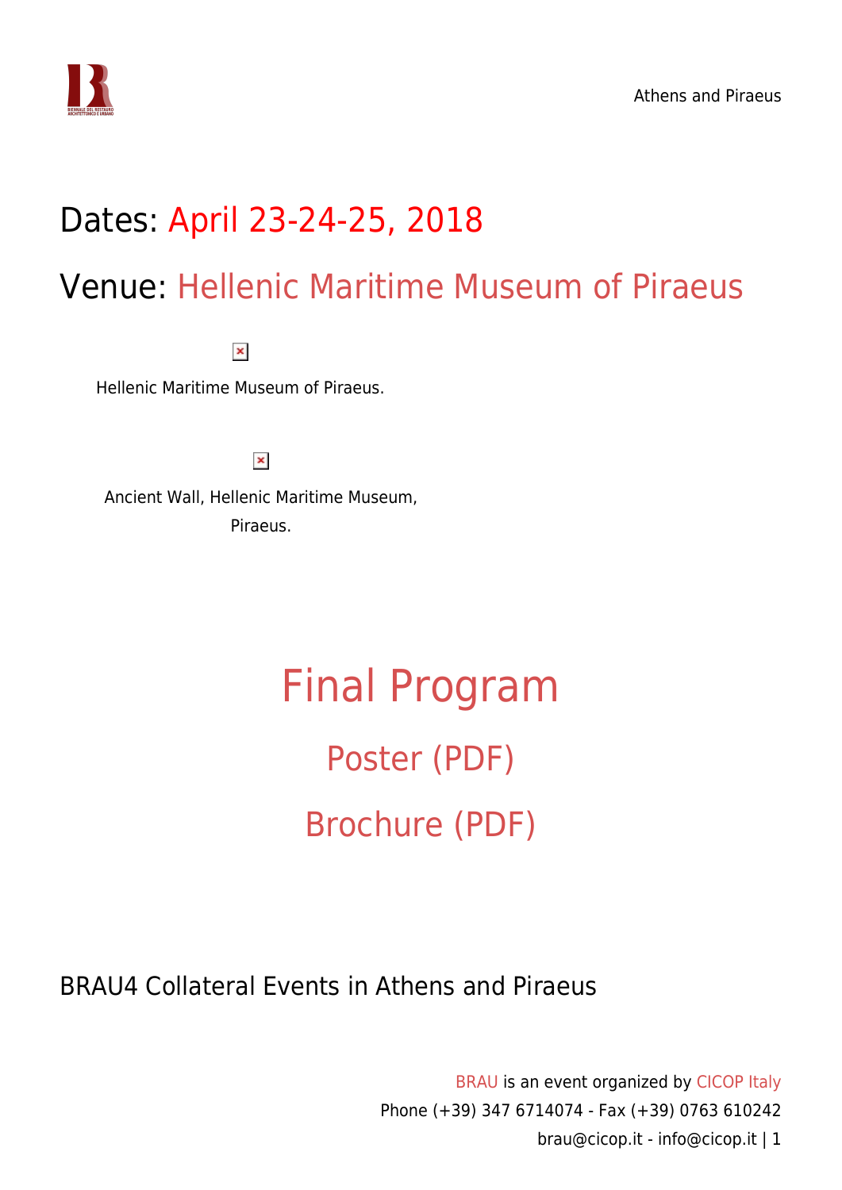# Dates: April 23-24-25, 2018

# Venue: Hellenic Maritime Museum of Piraeus

Hellenic Maritime Museum of Piraeus.

Ancient Wall, Hellenic Maritime Museum, Piraeus.

# Final Program

## Poster (PDF)

## Brochure (PDF)

## BRAU4 Collateral Events in Athens and Piraeus

BRAU is an event organized by CICOP Italy
Phone (+39) 347 6714074 - Fax (+39) 0763 610242
brau@cicop.it - info@cicop.it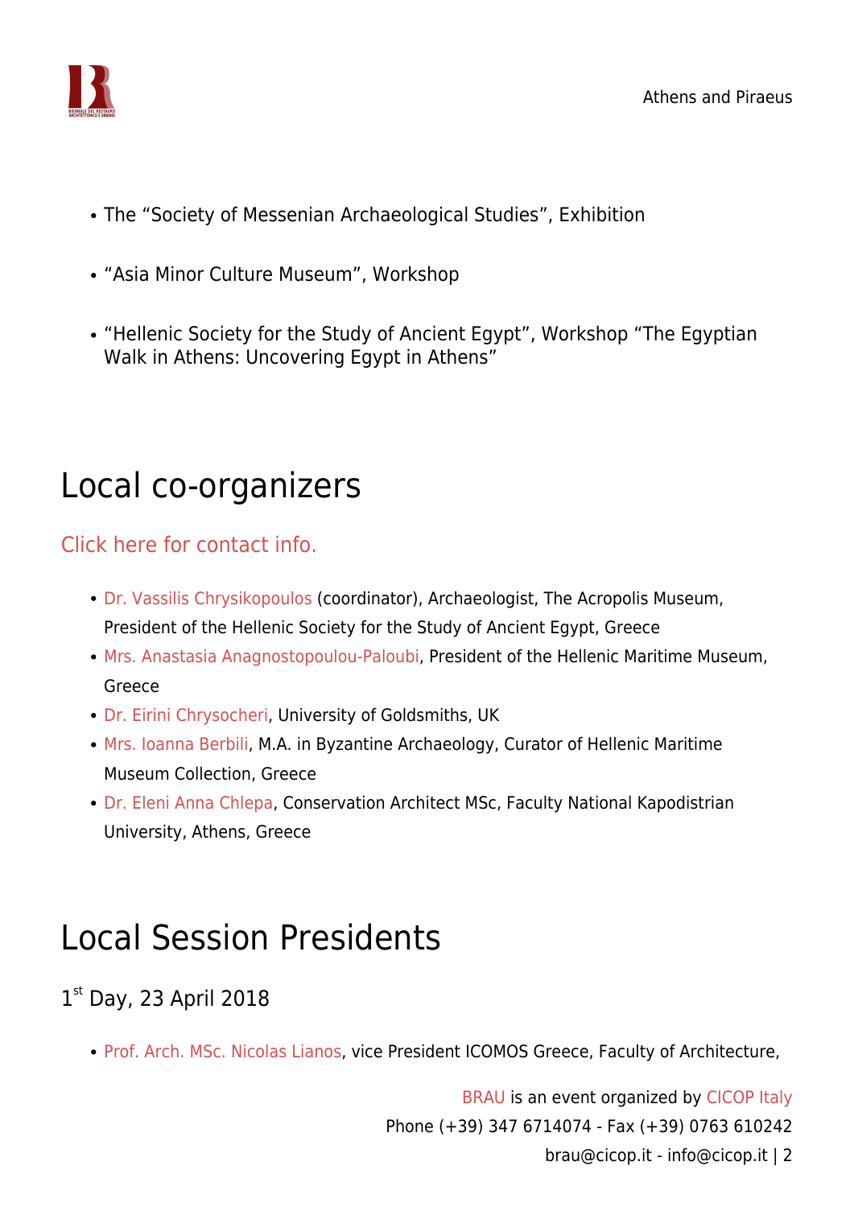- The “Society of Messenian Archaeological Studies”, Exhibition
- “Asia Minor Culture Museum”, Workshop
- “Hellenic Society for the Study of Ancient Egypt”, Workshop “The Egyptian Walk in Athens: Uncovering Egypt in Athens”

# Local co-organizers

## Click here for contact info.

- Dr. Vassilis Chrysikopoulos (coordinator), Archaeologist, The Acropolis Museum, President of the Hellenic Society for the Study of Ancient Egypt, Greece
- Mrs. Anastasia Anagnostopoulou-Paloubi, President of the Hellenic Maritime Museum, Greece
- Dr. Eirini Chrysocheri, University of Goldsmiths, UK
- Mrs. Ioanna Berbili, M.A. in Byzantine Archaeology, Curator of Hellenic Maritime Museum Collection, Greece
- Dr. Eleni Anna Chlepa, Conservation Architect MSc, Faculty National Kapodistrian University, Athens, Greece

# Local Session Presidents

## 1st Day, 23 April 2018

- Prof. Arch. MSc. Nicolas Lianos, vice President ICOMOS Greece, Faculty of Architecture,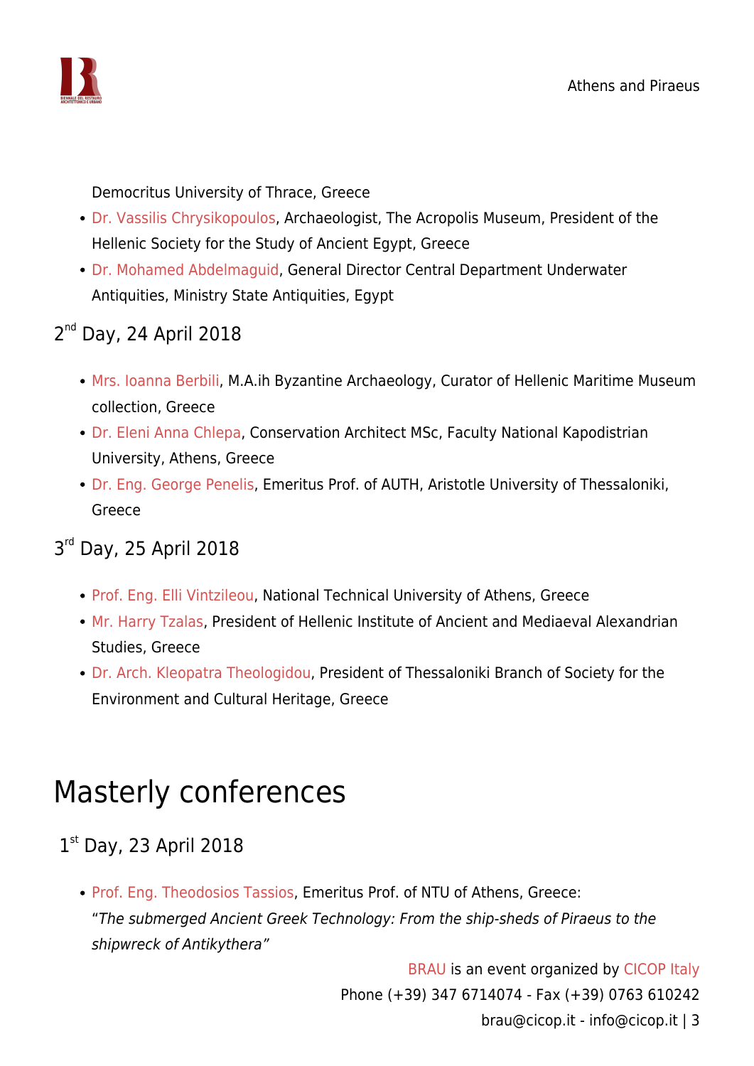Democritus University of Thrace, Greece

- Dr. Vassilis Chrysikopoulos, Archaeologist, The Acropolis Museum, President of the Hellenic Society for the Study of Ancient Egypt, Greece
- Dr. Mohamed Abdelmaguid, General Director Central Department Underwater Antiquities, Ministry State Antiquities, Egypt

### 2nd Day, 24 April 2018

- Mrs. Ioanna Berbili, M.A.ih Byzantine Archaeology, Curator of Hellenic Maritime Museum collection, Greece
- Dr. Eleni Anna Chlepa, Conservation Architect MSc, Faculty National Kapodistrian University, Athens, Greece
- Dr. Eng. George Penelis, Emeritus Prof. of AUTH, Aristotle University of Thessaloniki, Greece

### 3rd Day, 25 April 2018

- Prof. Eng. Elli Vintzileou, National Technical University of Athens, Greece
- Mr. Harry Tzalas, President of Hellenic Institute of Ancient and Mediaeval Alexandrian Studies, Greece
- Dr. Arch. Kleopatra Theologidou, President of Thessaloniki Branch of Society for the Environment and Cultural Heritage, Greece

## Masterly conferences

### 1st Day, 23 April 2018

- Prof. Eng. Theodosios Tassios, Emeritus Prof. of NTU of Athens, Greece: "*The submerged Ancient Greek Technology: From the ship-sheds of Piraeus to the shipwreck of Antikythera*"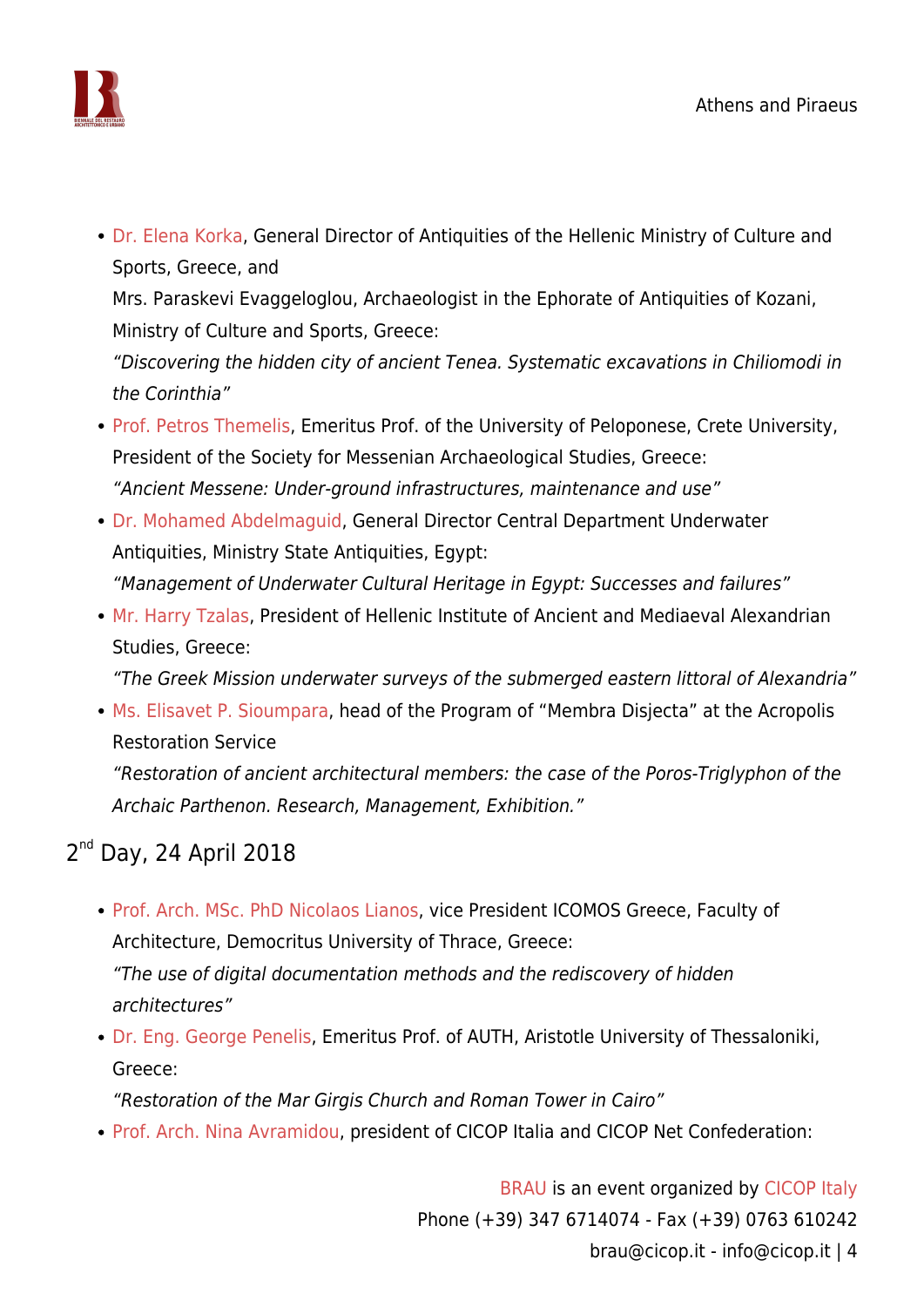- Dr. Elena Korka, General Director of Antiquities of the Hellenic Ministry of Culture and Sports, Greece, and
  Mrs. Paraskevi Evaggeloglou, Archaeologist in the Ephorate of Antiquities of Kozani, Ministry of Culture and Sports, Greece:
  *"Discovering the hidden city of ancient Tenea. Systematic excavations in Chiliomodi in the Corinthia"*
- Prof. Petros Themelis, Emeritus Prof. of the University of Peloponese, Crete University, President of the Society for Messenian Archaeological Studies, Greece:
  *"Ancient Messene: Under-ground infrastructures, maintenance and use"*
- Dr. Mohamed Abdelmaguid, General Director Central Department Underwater Antiquities, Ministry State Antiquities, Egypt:
  *"Management of Underwater Cultural Heritage in Egypt: Successes and failures"*
- Mr. Harry Tzalas, President of Hellenic Institute of Ancient and Mediaeval Alexandrian Studies, Greece:
  *"The Greek Mission underwater surveys of the submerged eastern littoral of Alexandria"*
- Ms. Elisavet P. Sioumpara, head of the Program of "Membra Disjecta" at the Acropolis Restoration Service
  *"Restoration of ancient architectural members: the case of the Poros-Triglyphon of the Archaic Parthenon. Research, Management, Exhibition."*

## 2nd Day, 24 April 2018

- Prof. Arch. MSc. PhD Nicolaos Lianos, vice President ICOMOS Greece, Faculty of Architecture, Democritus University of Thrace, Greece:
  *"The use of digital documentation methods and the rediscovery of hidden architectures"*
- Dr. Eng. George Penelis, Emeritus Prof. of AUTH, Aristotle University of Thessaloniki, Greece:
  *"Restoration of the Mar Girgis Church and Roman Tower in Cairo"*
- Prof. Arch. Nina Avramidou, president of CICOP Italia and CICOP Net Confederation: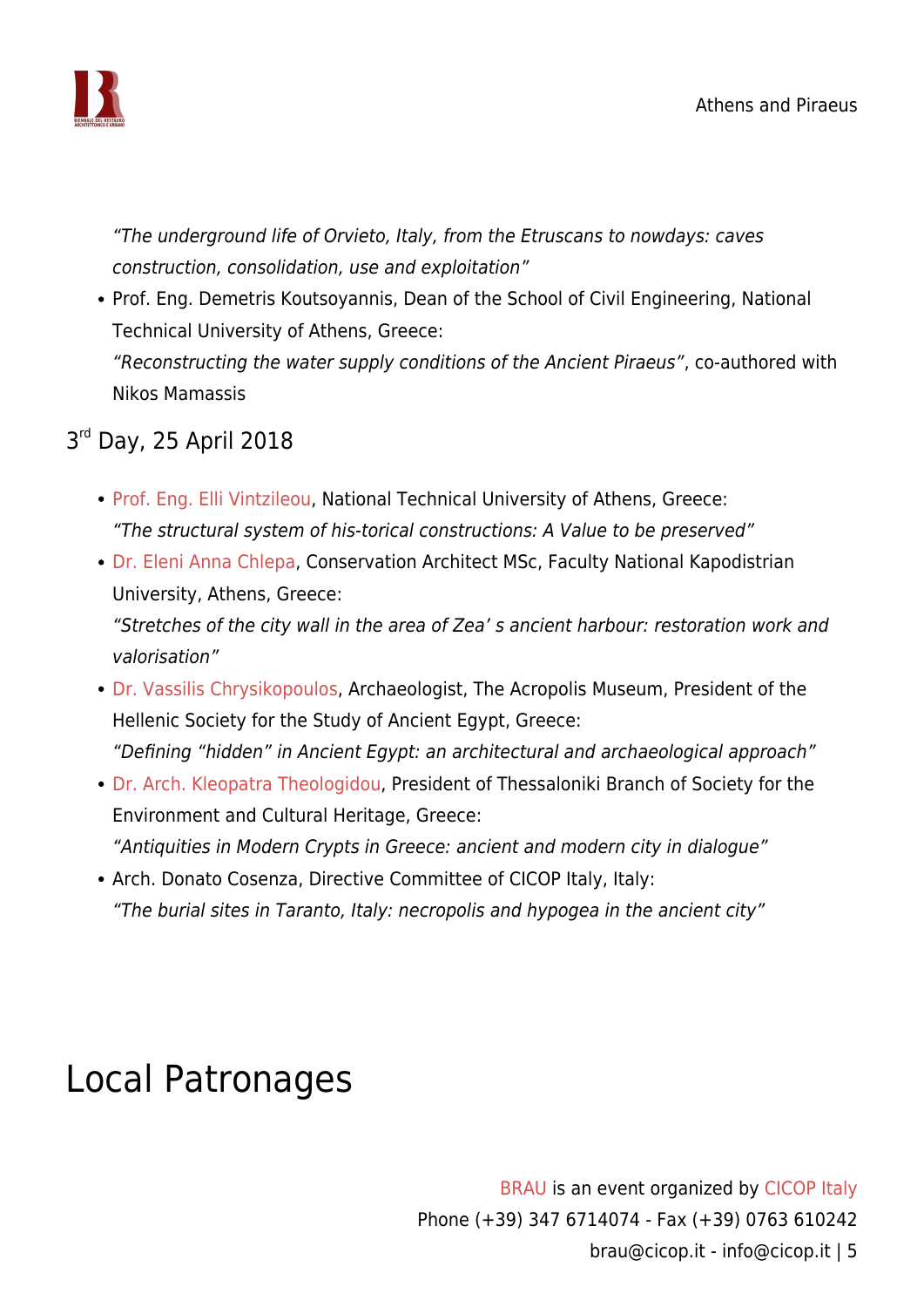*"The underground life of Orvieto, Italy, from the Etruscans to nowdays: caves construction, consolidation, use and exploitation"*

- Prof. Eng. Demetris Koutsoyannis, Dean of the School of Civil Engineering, National Technical University of Athens, Greece:
  *"Reconstructing the water supply conditions of the Ancient Piraeus"*, co-authored with Nikos Mamassis

## 3rd Day, 25 April 2018

- Prof. Eng. Elli Vintzileou, National Technical University of Athens, Greece:
  *"The structural system of his-torical constructions: A Value to be preserved"*
- Dr. Eleni Anna Chlepa, Conservation Architect MSc, Faculty National Kapodistrian University, Athens, Greece:
  *"Stretches of the city wall in the area of Zea' s ancient harbour: restoration work and valorisation"*
- Dr. Vassilis Chrysikopoulos, Archaeologist, The Acropolis Museum, President of the Hellenic Society for the Study of Ancient Egypt, Greece:
  *"Defining "hidden" in Ancient Egypt: an architectural and archaeological approach"*
- Dr. Arch. Kleopatra Theologidou, President of Thessaloniki Branch of Society for the Environment and Cultural Heritage, Greece:
  *"Antiquities in Modern Crypts in Greece: ancient and modern city in dialogue"*
- Arch. Donato Cosenza, Directive Committee of CICOP Italy, Italy:
  *"The burial sites in Taranto, Italy: necropolis and hypogea in the ancient city"*

# Local Patronages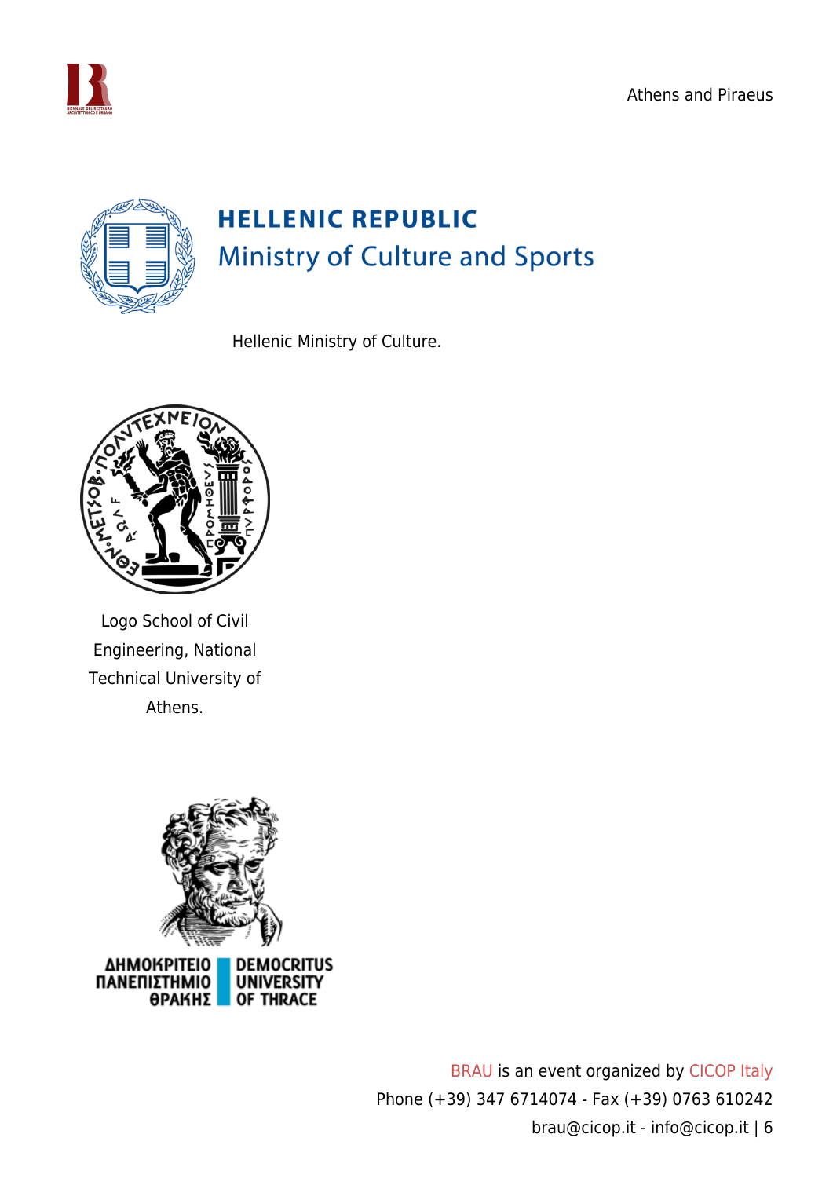HELLENIC REPUBLIC
Ministry of Culture and Sports

Hellenic Ministry of Culture.

Logo School of Civil Engineering, National Technical University of Athens.

ΔΗΜΟΚΡΙΤΕΙΟ ΠΑΝΕΠΙΣΤΗΜΙΟ ΘΡΑΚΗΣ | DEMOCRITUS UNIVERSITY OF THRACE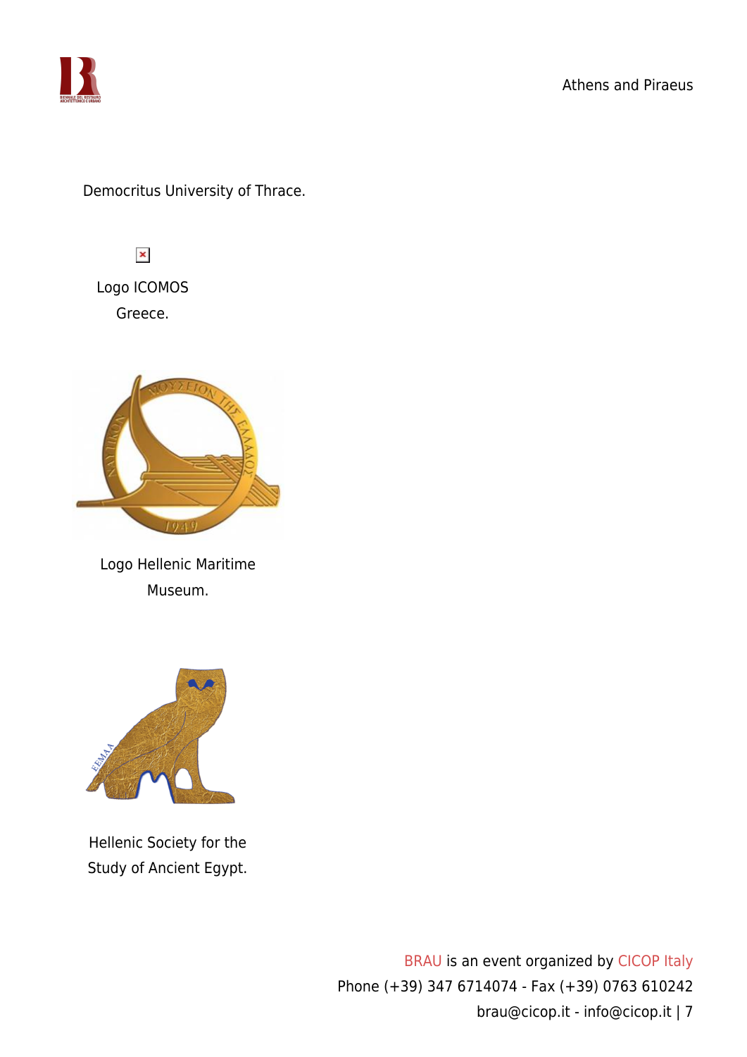Democritus University of Thrace.

Logo ICOMOS Greece.

Logo Hellenic Maritime Museum.

Hellenic Society for the Study of Ancient Egypt.